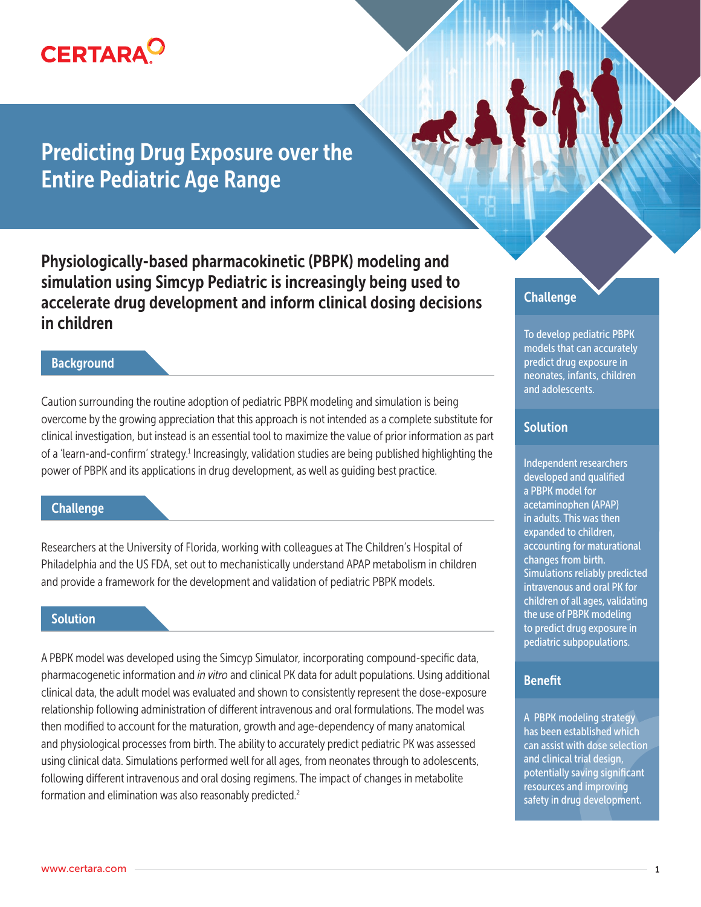CERTARA

# Predicting Drug Exposure over the Entire Pediatric Age Range

**Physiologically-based pharmacokinetic (PBPK) modeling and simulation using Simcyp Pediatric is increasingly being used to accelerate drug development and inform clinical dosing decisions in children**

## Background

Caution surrounding the routine adoption of pediatric PBPK modeling and simulation is being overcome by the growing appreciation that this approach is not intended as a complete substitute for clinical investigation, but instead is an essential tool to maximize the value of prior information as part of a 'learn-and-confirm' strategy.[1] Increasingly, validation studies are being published highlighting the power of PBPK and its applications in drug development, as well as guiding best practice.

## Challenge

Researchers at the University of Florida, working with colleagues at The Children's Hospital of Philadelphia and the US FDA, set out to mechanistically understand APAP metabolism in children and provide a framework for the development and validation of pediatric PBPK models.

## Solution

A PBPK model was developed using the Simcyp Simulator, incorporating compound-specific data, pharmacogenetic information and *in vitro* and clinical PK data for adult populations. Using additional clinical data, the adult model was evaluated and shown to consistently represent the dose-exposure relationship following administration of different intravenous and oral formulations. The model was then modified to account for the maturation, growth and age-dependency of many anatomical and physiological processes from birth. The ability to accurately predict pediatric PK was assessed using clinical data. Simulations performed well for all ages, from neonates through to adolescents, following different intravenous and oral dosing regimens. The impact of changes in metabolite formation and elimination was also reasonably predicted.[2]

### Challenge

To develop pediatric PBPK models that can accurately predict drug exposure in neonates, infants, children and adolescents.

### Solution

Independent researchers developed and qualified a PBPK model for acetaminophen (APAP) in adults. This was then expanded to children, accounting for maturational changes from birth. Simulations reliably predicted intravenous and oral PK for children of all ages, validating the use of PBPK modeling to predict drug exposure in pediatric subpopulations.

### Benefit

A PBPK modeling strategy has been established which can assist with dose selection and clinical trial design, potentially saving significant resources and improving safety in drug development.

www.certara.com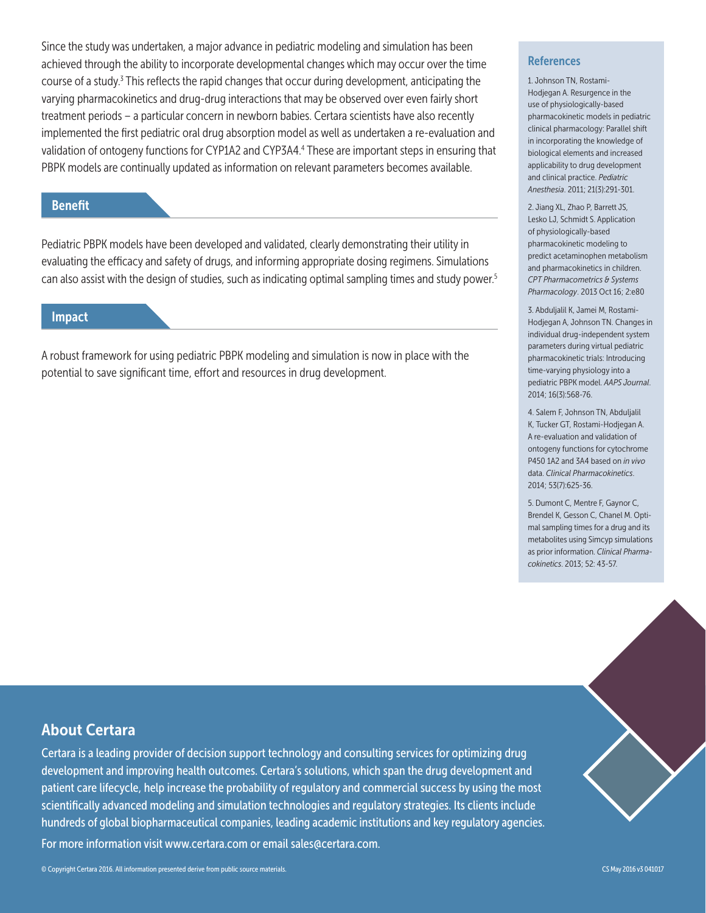Since the study was undertaken, a major advance in pediatric modeling and simulation has been achieved through the ability to incorporate developmental changes which may occur over the time course of a study.[3] This reflects the rapid changes that occur during development, anticipating the varying pharmacokinetics and drug-drug interactions that may be observed over even fairly short treatment periods – a particular concern in newborn babies. Certara scientists have also recently implemented the first pediatric oral drug absorption model as well as undertaken a re-evaluation and validation of ontogeny functions for CYP1A2 and CYP3A4.[4] These are important steps in ensuring that PBPK models are continually updated as information on relevant parameters becomes available.

## Benefit

Pediatric PBPK models have been developed and validated, clearly demonstrating their utility in evaluating the efficacy and safety of drugs, and informing appropriate dosing regimens. Simulations can also assist with the design of studies, such as indicating optimal sampling times and study power.[5]

## Impact

A robust framework for using pediatric PBPK modeling and simulation is now in place with the potential to save significant time, effort and resources in drug development.

## References

1. Johnson TN, Rostami-Hodjegan A. Resurgence in the use of physiologically-based pharmacokinetic models in pediatric clinical pharmacology: Parallel shift in incorporating the knowledge of biological elements and increased applicability to drug development and clinical practice. *Pediatric Anesthesia*. 2011; 21(3):291-301.

2. Jiang XL, Zhao P, Barrett JS, Lesko LJ, Schmidt S. Application of physiologically-based pharmacokinetic modeling to predict acetaminophen metabolism and pharmacokinetics in children. *CPT Pharmacometrics & Systems Pharmacology*. 2013 Oct 16; 2:e80

3. Abduljalil K, Jamei M, Rostami-Hodjegan A, Johnson TN. Changes in individual drug-independent system parameters during virtual pediatric pharmacokinetic trials: Introducing time-varying physiology into a pediatric PBPK model. *AAPS Journal*. 2014; 16(3):568-76.

4. Salem F, Johnson TN, Abduljalil K, Tucker GT, Rostami-Hodjegan A. A re-evaluation and validation of ontogeny functions for cytochrome P450 1A2 and 3A4 based on *in vivo* data. *Clinical Pharmacokinetics*. 2014; 53(7):625-36.

5. Dumont C, Mentre F, Gaynor C, Brendel K, Gesson C, Chanel M. Optimal sampling times for a drug and its metabolites using Simcyp simulations as prior information. *Clinical Pharmacokinetics*. 2013; 52: 43-57.

## About Certara

Certara is a leading provider of decision support technology and consulting services for optimizing drug development and improving health outcomes. Certara's solutions, which span the drug development and patient care lifecycle, help increase the probability of regulatory and commercial success by using the most scientifically advanced modeling and simulation technologies and regulatory strategies. Its clients include hundreds of global biopharmaceutical companies, leading academic institutions and key regulatory agencies.

For more information visit www.certara.com or email sales@certara.com.

© Copyright Certara 2016. All information presented derive from public source materials.

CS May 2016 v3 041017